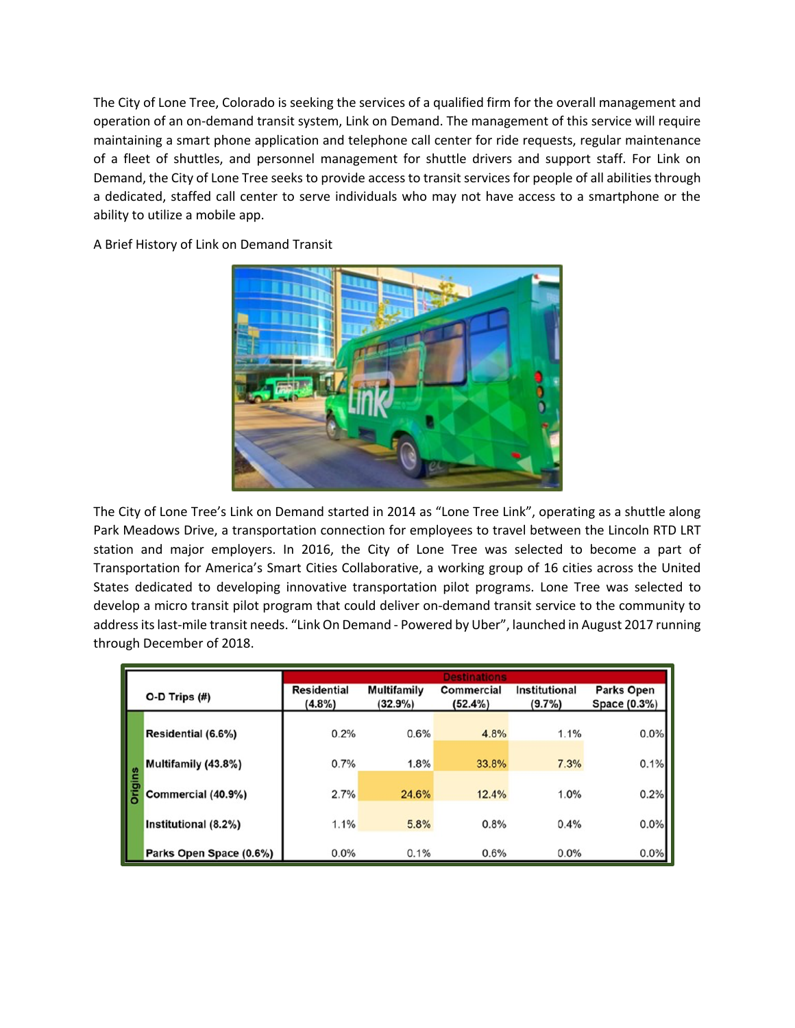The City of Lone Tree, Colorado is seeking the services of a qualified firm for the overall management and operation of an on-demand transit system, Link on Demand. The management of this service will require maintaining a smart phone application and telephone call center for ride requests, regular maintenance of a fleet of shuttles, and personnel management for shuttle drivers and support staff. For Link on Demand, the City of Lone Tree seeks to provide access to transit services for people of all abilities through a dedicated, staffed call center to serve individuals who may not have access to a smartphone or the ability to utilize a mobile app.

A Brief History of Link on Demand Transit

The City of Lone Tree's Link on Demand started in 2014 as "Lone Tree Link", operating as a shuttle along Park Meadows Drive, a transportation connection for employees to travel between the Lincoln RTD LRT station and major employers. In 2016, the City of Lone Tree was selected to become a part of Transportation for America's Smart Cities Collaborative, a working group of 16 cities across the United States dedicated to developing innovative transportation pilot programs. Lone Tree was selected to develop a micro transit pilot program that could deliver on-demand transit service to the community to address its last-mile transit needs. "Link On Demand - Powered by Uber", launched in August 2017 running through December of 2018.

| | O-D Trips (#) | Destinations | | | | |
|---|---|---|---|---|---|---|
| | | Residential (4.8%) | Multifamily (32.9%) | Commercial (52.4%) | Institutional (9.7%) | Parks Open Space (0.3%) |
| Origins | Residential (6.6%) | 0.2% | 0.6% | 4.8% | 1.1% | 0.0% |
| | Multifamily (43.8%) | 0.7% | 1.8% | 33.8% | 7.3% | 0.1% |
| | Commercial (40.9%) | 2.7% | 24.6% | 12.4% | 1.0% | 0.2% |
| | Institutional (8.2%) | 1.1% | 5.8% | 0.8% | 0.4% | 0.0% |
| | Parks Open Space (0.6%) | 0.0% | 0.1% | 0.6% | 0.0% | 0.0% |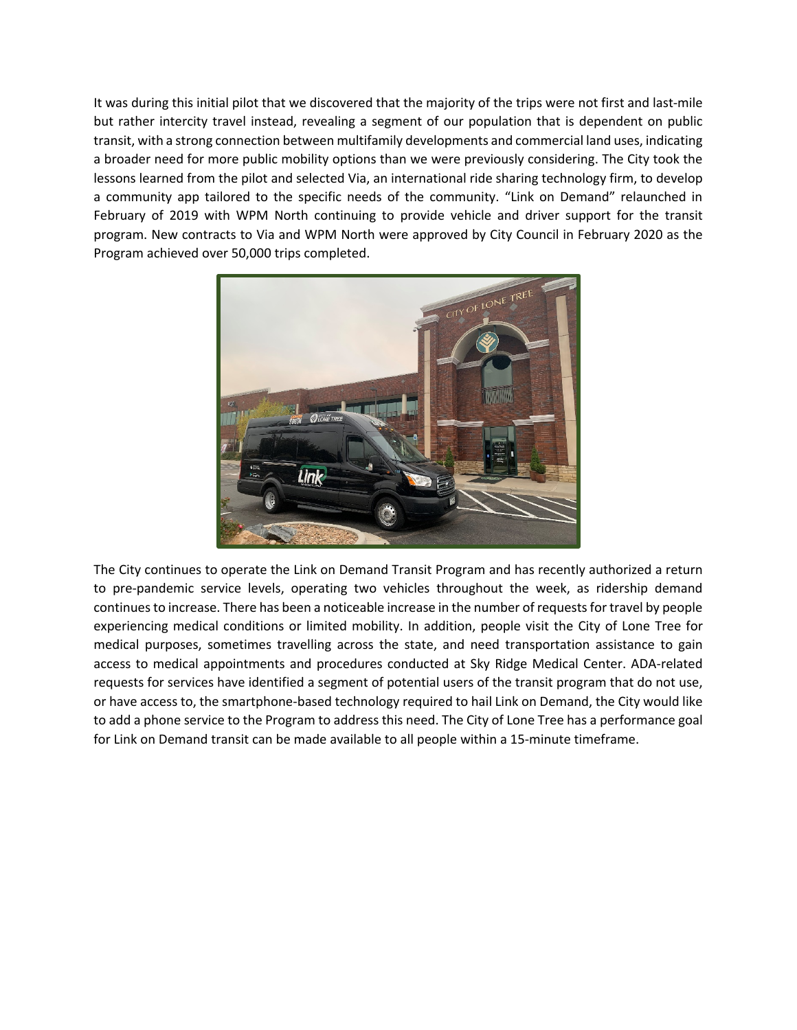It was during this initial pilot that we discovered that the majority of the trips were not first and last-mile but rather intercity travel instead, revealing a segment of our population that is dependent on public transit, with a strong connection between multifamily developments and commercial land uses, indicating a broader need for more public mobility options than we were previously considering. The City took the lessons learned from the pilot and selected Via, an international ride sharing technology firm, to develop a community app tailored to the specific needs of the community. "Link on Demand" relaunched in February of 2019 with WPM North continuing to provide vehicle and driver support for the transit program. New contracts to Via and WPM North were approved by City Council in February 2020 as the Program achieved over 50,000 trips completed.

The City continues to operate the Link on Demand Transit Program and has recently authorized a return to pre-pandemic service levels, operating two vehicles throughout the week, as ridership demand continues to increase. There has been a noticeable increase in the number of requests for travel by people experiencing medical conditions or limited mobility. In addition, people visit the City of Lone Tree for medical purposes, sometimes travelling across the state, and need transportation assistance to gain access to medical appointments and procedures conducted at Sky Ridge Medical Center. ADA-related requests for services have identified a segment of potential users of the transit program that do not use, or have access to, the smartphone-based technology required to hail Link on Demand, the City would like to add a phone service to the Program to address this need. The City of Lone Tree has a performance goal for Link on Demand transit can be made available to all people within a 15-minute timeframe.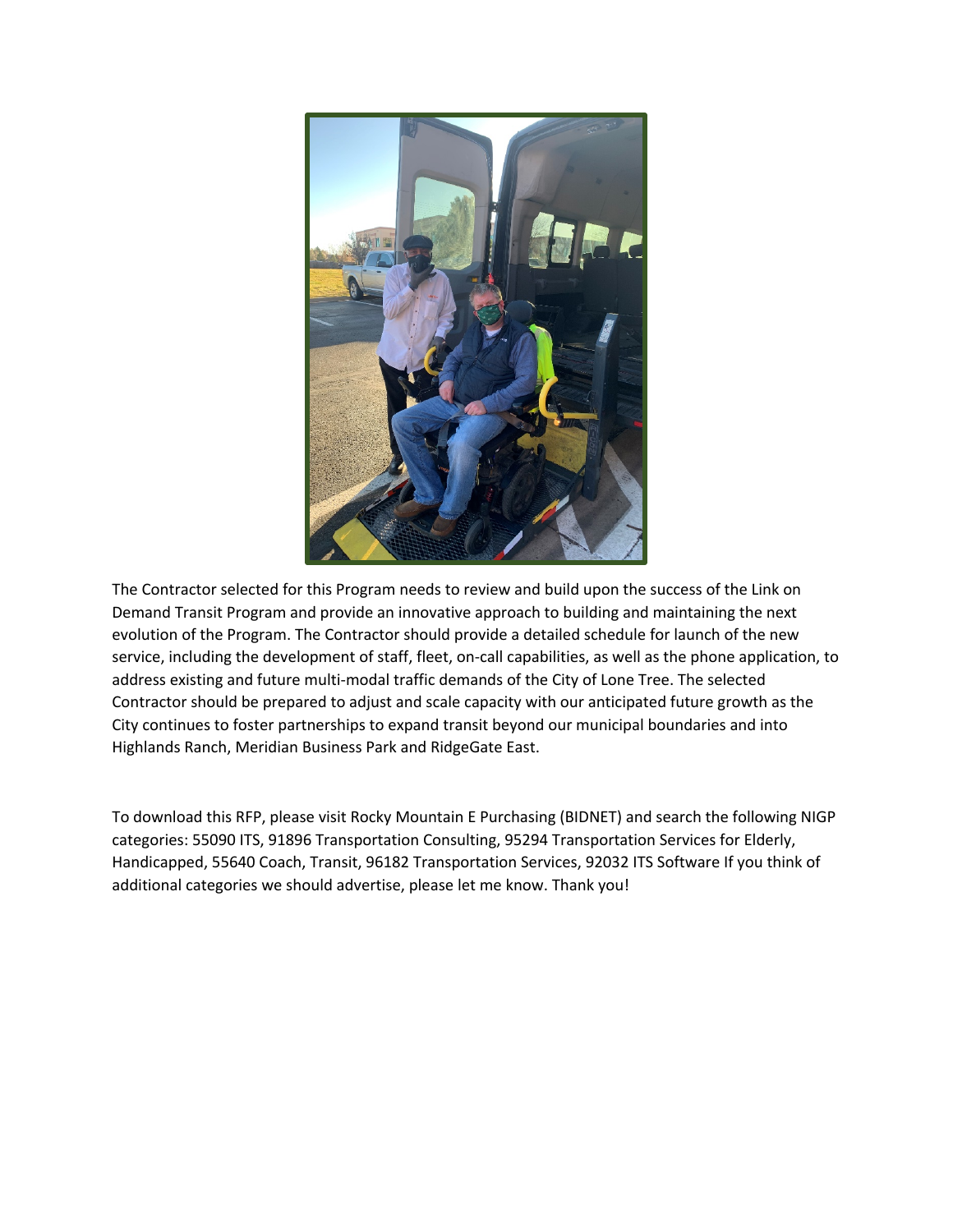The Contractor selected for this Program needs to review and build upon the success of the Link on Demand Transit Program and provide an innovative approach to building and maintaining the next evolution of the Program. The Contractor should provide a detailed schedule for launch of the new service, including the development of staff, fleet, on-call capabilities, as well as the phone application, to address existing and future multi-modal traffic demands of the City of Lone Tree. The selected Contractor should be prepared to adjust and scale capacity with our anticipated future growth as the City continues to foster partnerships to expand transit beyond our municipal boundaries and into Highlands Ranch, Meridian Business Park and RidgeGate East.

To download this RFP, please visit Rocky Mountain E Purchasing (BIDNET) and search the following NIGP categories: 55090 ITS, 91896 Transportation Consulting, 95294 Transportation Services for Elderly, Handicapped, 55640 Coach, Transit, 96182 Transportation Services, 92032 ITS Software If you think of additional categories we should advertise, please let me know. Thank you!